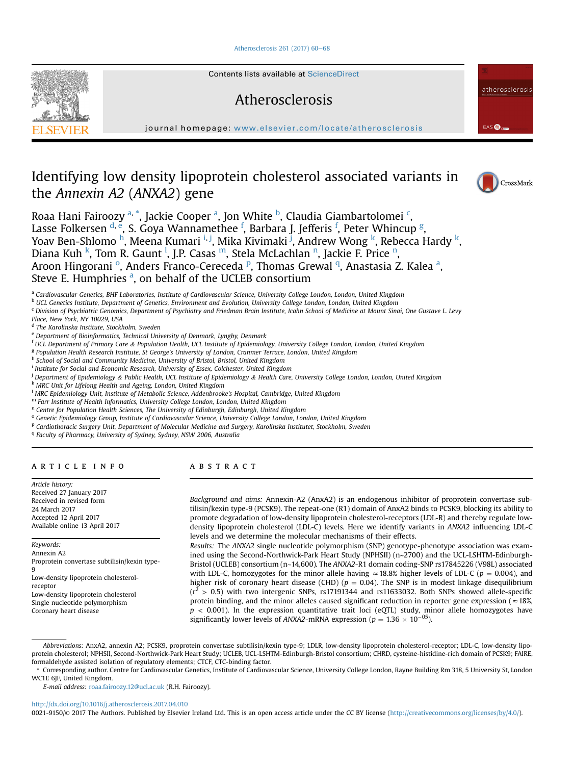# Identifying low density lipoprotein cholesterol associated variants in the *Annexin A2* (*ANXA2*) gene

Roaa Hani Fairoozy [a,*], Jackie Cooper [a], Jon White [b], Claudia Giambartolomei [c], Lasse Folkersen [d,e], S. Goya Wannamethee [f], Barbara J. Jefferis [f], Peter Whincup [g], Yoav Ben-Shlomo [h], Meena Kumari [i,j], Mika Kivimaki [j], Andrew Wong [k], Rebecca Hardy [k], Diana Kuh [k], Tom R. Gaunt [l], J.P. Casas [m], Stela McLachlan [n], Jackie F. Price [n], Aroon Hingorani [o], Anders Franco-Cereceda [p], Thomas Grewal [q], Anastasia Z. Kalea [a], Steve E. Humphries [a], on behalf of the UCLEB consortium

[a] Cardiovascular Genetics, BHF Laboratories, Institute of Cardiovascular Science, University College London, London, United Kingdom
[b] UCL Genetics Institute, Department of Genetics, Environment and Evolution, University College London, London, United Kingdom
[c] Division of Psychiatric Genomics, Department of Psychiatry and Friedman Brain Institute, Icahn School of Medicine at Mount Sinai, One Gustave L. Levy Place, New York, NY 10029, USA
[d] The Karolinska Institute, Stockholm, Sweden
[e] Department of Bioinformatics, Technical University of Denmark, Lyngby, Denmark
[f] UCL Department of Primary Care & Population Health, UCL Institute of Epidemiology, University College London, London, United Kingdom
[g] Population Health Research Institute, St George's University of London, Cranmer Terrace, London, United Kingdom
[h] School of Social and Community Medicine, University of Bristol, Bristol, United Kingdom
[i] Institute for Social and Economic Research, University of Essex, Colchester, United Kingdom
[j] Department of Epidemiology & Public Health, UCL Institute of Epidemiology & Health Care, University College London, London, United Kingdom
[k] MRC Unit for Lifelong Health and Ageing, London, United Kingdom
[l] MRC Epidemiology Unit, Institute of Metabolic Science, Addenbrooke's Hospital, Cambridge, United Kingdom
[m] Farr Institute of Health Informatics, University College London, London, United Kingdom
[n] Centre for Population Health Sciences, The University of Edinburgh, Edinburgh, United Kingdom
[o] Genetic Epidemiology Group, Institute of Cardiovascular Science, University College London, London, United Kingdom
[p] Cardiothoracic Surgery Unit, Department of Molecular Medicine and Surgery, Karolinska Institutet, Stockholm, Sweden
[q] Faculty of Pharmacy, University of Sydney, Sydney, NSW 2006, Australia

## ARTICLE INFO

*Article history:*
Received 27 January 2017
Received in revised form
24 March 2017
Accepted 12 April 2017
Available online 13 April 2017

*Keywords:*
Annexin A2
Proprotein convertase subtilisin/kexin type-9
Low-density lipoprotein cholesterol-receptor
Low-density lipoprotein cholesterol
Single nucleotide polymorphism
Coronary heart disease

## ABSTRACT

*Background and aims:* Annexin-A2 (AnxA2) is an endogenous inhibitor of proprotein convertase subtilisin/kexin type-9 (PCSK9). The repeat-one (R1) domain of AnxA2 binds to PCSK9, blocking its ability to promote degradation of low-density lipoprotein cholesterol-receptors (LDL-R) and thereby regulate low-density lipoprotein cholesterol (LDL-C) levels. Here we identify variants in *ANXA2* influencing LDL-C levels and we determine the molecular mechanisms of their effects.

*Results:* The *ANXA2* single nucleotide polymorphism (SNP) genotype-phenotype association was examined using the Second-Northwick-Park Heart Study (NPHSII) (n~2700) and the UCL-LSHTM-Edinburgh-Bristol (UCLEB) consortium (n~14,600). The *ANXA2*-R1 domain coding-SNP rs17845226 (V98L) associated with LDL-C, homozygotes for the minor allele having ≈18.8% higher levels of LDL-C ($p = 0.004$), and higher risk of coronary heart disease (CHD) ($p = 0.04$). The SNP is in modest linkage disequilibrium ($r^2 > 0.5$) with two intergenic SNPs, rs17191344 and rs11633032. Both SNPs showed allele-specific protein binding, and the minor alleles caused significant reduction in reporter gene expression (≈18%, $p < 0.001$). In the expression quantitative trait loci (eQTL) study, minor allele homozygotes have significantly lower levels of *ANXA2*-mRNA expression ($p = 1.36 \times 10^{-05}$).

Abbreviations: AnxA2, annexin A2; PCSK9, proprotein convertase subtilisin/kexin type-9; LDLR, low-density lipoprotein cholesterol-receptor; LDL-C, low-density lipoprotein cholesterol; NPHSII, Second-Northwick-Park Heart Study; UCLEB, UCL-LSHTM-Edinburgh-Bristol consortium; CHRD, cysteine-histidine-rich domain of PCSK9; FAIRE, formaldehyde assisted isolation of regulatory elements; CTCF, CTC-binding factor.

\* Corresponding author. Centre for Cardiovascular Genetics, Institute of Cardiovascular Science, University College London, Rayne Building Rm 318, 5 University St, London WC1E 6JF, United Kingdom.

E-mail address: roaa.fairoozy.12@ucl.ac.uk (R.H. Fairoozy).

http://dx.doi.org/10.1016/j.atherosclerosis.2017.04.010

0021-9150/© 2017 The Authors. Published by Elsevier Ireland Ltd. This is an open access article under the CC BY license (http://creativecommons.org/licenses/by/4.0/).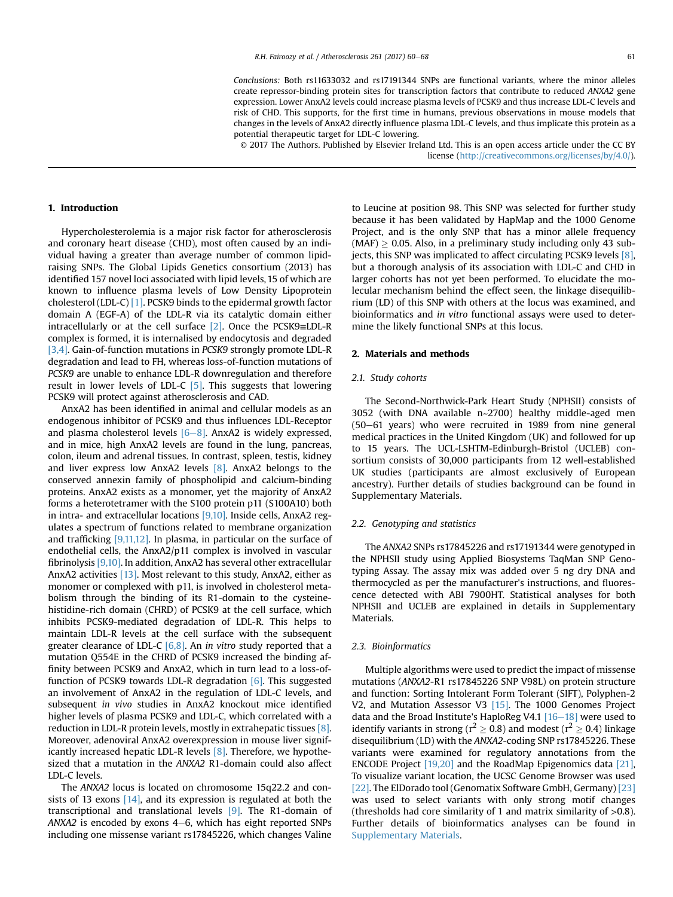*Conclusions:* Both rs11633032 and rs17191344 SNPs are functional variants, where the minor alleles create repressor-binding protein sites for transcription factors that contribute to reduced *ANXA2* gene expression. Lower AnxA2 levels could increase plasma levels of PCSK9 and thus increase LDL-C levels and risk of CHD. This supports, for the first time in humans, previous observations in mouse models that changes in the levels of AnxA2 directly influence plasma LDL-C levels, and thus implicate this protein as a potential therapeutic target for LDL-C lowering.

© 2017 The Authors. Published by Elsevier Ireland Ltd. This is an open access article under the CC BY license (http://creativecommons.org/licenses/by/4.0/).

## 1. Introduction

Hypercholesterolemia is a major risk factor for atherosclerosis and coronary heart disease (CHD), most often caused by an individual having a greater than average number of common lipid-raising SNPs. The Global Lipids Genetics consortium (2013) has identified 157 novel loci associated with lipid levels, 15 of which are known to influence plasma levels of Low Density Lipoprotein cholesterol (LDL-C) [1]. PCSK9 binds to the epidermal growth factor domain A (EGF-A) of the LDL-R via its catalytic domain either intracellularly or at the cell surface [2]. Once the PCSK9≡LDL-R complex is formed, it is internalised by endocytosis and degraded [3,4]. Gain-of-function mutations in *PCSK9* strongly promote LDL-R degradation and lead to FH, whereas loss-of-function mutations of *PCSK9* are unable to enhance LDL-R downregulation and therefore result in lower levels of LDL-C [5]. This suggests that lowering PCSK9 will protect against atherosclerosis and CAD.

AnxA2 has been identified in animal and cellular models as an endogenous inhibitor of PCSK9 and thus influences LDL-Receptor and plasma cholesterol levels [6–8]. AnxA2 is widely expressed, and in mice, high AnxA2 levels are found in the lung, pancreas, colon, ileum and adrenal tissues. In contrast, spleen, testis, kidney and liver express low AnxA2 levels [8]. AnxA2 belongs to the conserved annexin family of phospholipid and calcium-binding proteins. AnxA2 exists as a monomer, yet the majority of AnxA2 forms a heterotetramer with the S100 protein p11 (S100A10) both in intra- and extracellular locations [9,10]. Inside cells, AnxA2 regulates a spectrum of functions related to membrane organization and trafficking [9,11,12]. In plasma, in particular on the surface of endothelial cells, the AnxA2/p11 complex is involved in vascular fibrinolysis [9,10]. In addition, AnxA2 has several other extracellular AnxA2 activities [13]. Most relevant to this study, AnxA2, either as monomer or complexed with p11, is involved in cholesterol metabolism through the binding of its R1-domain to the cysteine-histidine-rich domain (CHRD) of PCSK9 at the cell surface, which inhibits PCSK9-mediated degradation of LDL-R. This helps to maintain LDL-R levels at the cell surface with the subsequent greater clearance of LDL-C [6,8]. An *in vitro* study reported that a mutation Q554E in the CHRD of PCSK9 increased the binding affinity between PCSK9 and AnxA2, which in turn lead to a loss-of-function of PCSK9 towards LDL-R degradation [6]. This suggested an involvement of AnxA2 in the regulation of LDL-C levels, and subsequent *in vivo* studies in AnxA2 knockout mice identified higher levels of plasma PCSK9 and LDL-C, which correlated with a reduction in LDL-R protein levels, mostly in extrahepatic tissues [8]. Moreover, adenoviral AnxA2 overexpression in mouse liver significantly increased hepatic LDL-R levels [8]. Therefore, we hypothesized that a mutation in the *ANXA2* R1-domain could also affect LDL-C levels.

The *ANXA2* locus is located on chromosome 15q22.2 and consists of 13 exons [14], and its expression is regulated at both the transcriptional and translational levels [9]. The R1-domain of *ANXA2* is encoded by exons 4–6, which has eight reported SNPs including one missense variant rs17845226, which changes Valine to Leucine at position 98. This SNP was selected for further study because it has been validated by HapMap and the 1000 Genome Project, and is the only SNP that has a minor allele frequency (MAF) ≥ 0.05. Also, in a preliminary study including only 43 subjects, this SNP was implicated to affect circulating PCSK9 levels [8], but a thorough analysis of its association with LDL-C and CHD in larger cohorts has not yet been performed. To elucidate the molecular mechanism behind the effect seen, the linkage disequilibrium (LD) of this SNP with others at the locus was examined, and bioinformatics and *in vitro* functional assays were used to determine the likely functional SNPs at this locus.

## 2. Materials and methods

### 2.1. Study cohorts

The Second-Northwick-Park Heart Study (NPHSII) consists of 3052 (with DNA available n~2700) healthy middle-aged men (50–61 years) who were recruited in 1989 from nine general medical practices in the United Kingdom (UK) and followed for up to 15 years. The UCL-LSHTM-Edinburgh-Bristol (UCLEB) consortium consists of 30,000 participants from 12 well-established UK studies (participants are almost exclusively of European ancestry). Further details of studies background can be found in Supplementary Materials.

### 2.2. Genotyping and statistics

The *ANXA2* SNPs rs17845226 and rs17191344 were genotyped in the NPHSII study using Applied Biosystems TaqMan SNP Genotyping Assay. The assay mix was added over 5 ng dry DNA and thermocycled as per the manufacturer's instructions, and fluorescence detected with ABI 7900HT. Statistical analyses for both NPHSII and UCLEB are explained in details in Supplementary Materials.

### 2.3. Bioinformatics

Multiple algorithms were used to predict the impact of missense mutations (*ANXA2*-R1 rs17845226 SNP V98L) on protein structure and function: Sorting Intolerant From Tolerant (SIFT), Polyphen-2 V2, and Mutation Assessor V3 [15]. The 1000 Genomes Project data and the Broad Institute's HaploReg V4.1 [16–18] were used to identify variants in strong ($r^2 \geq 0.8$) and modest ($r^2 \geq 0.4$) linkage disequilibrium (LD) with the *ANXA2*-coding SNP rs17845226. These variants were examined for regulatory annotations from the ENCODE Project [19,20] and the RoadMap Epigenomics data [21], To visualize variant location, the UCSC Genome Browser was used [22]. The ElDorado tool (Genomatix Software GmbH, Germany) [23] was used to select variants with only strong motif changes (thresholds had core similarity of 1 and matrix similarity of >0.8). Further details of bioinformatics analyses can be found in Supplementary Materials.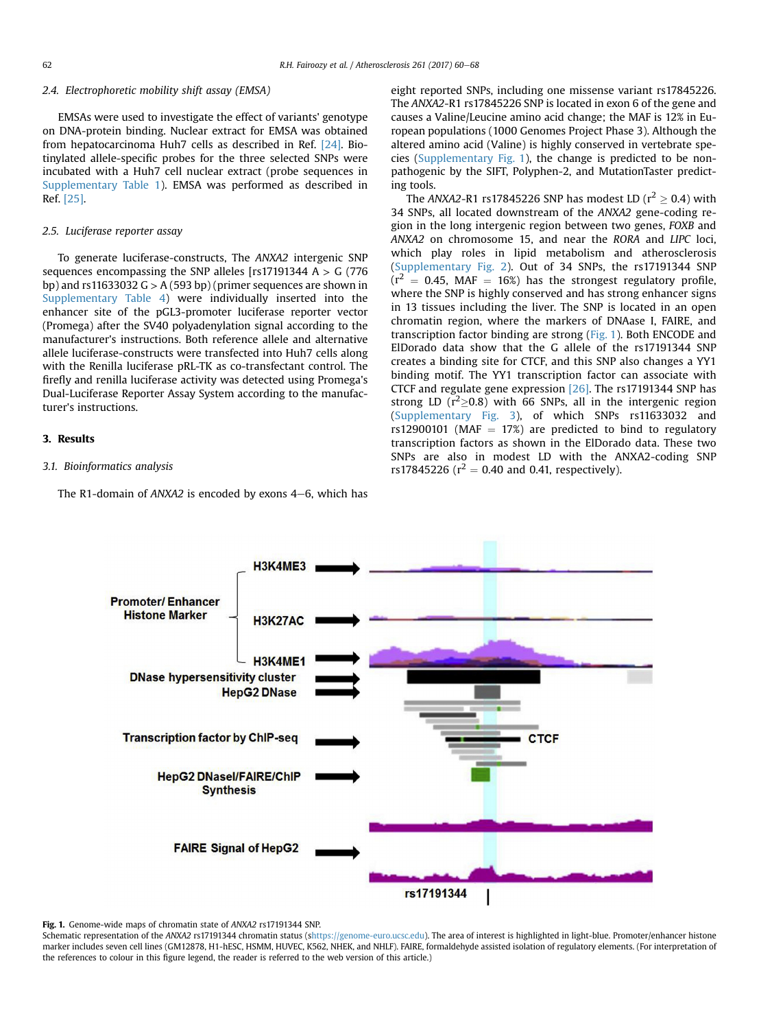### 2.4. Electrophoretic mobility shift assay (EMSA)

EMSAs were used to investigate the effect of variants' genotype on DNA-protein binding. Nuclear extract for EMSA was obtained from hepatocarcinoma Huh7 cells as described in Ref. [24]. Biotinylated allele-specific probes for the three selected SNPs were incubated with a Huh7 cell nuclear extract (probe sequences in Supplementary Table 1). EMSA was performed as described in Ref. [25].

### 2.5. Luciferase reporter assay

To generate luciferase-constructs, The *ANXA2* intergenic SNP sequences encompassing the SNP alleles [rs17191344 A > G (776 bp) and rs11633032 G > A (593 bp) (primer sequences are shown in Supplementary Table 4) were individually inserted into the enhancer site of the pGL3-promoter luciferase reporter vector (Promega) after the SV40 polyadenylation signal according to the manufacturer's instructions. Both reference allele and alternative allele luciferase-constructs were transfected into Huh7 cells along with the Renilla luciferase pRL-TK as co-transfectant control. The firefly and renilla luciferase activity was detected using Promega's Dual-Luciferase Reporter Assay System according to the manufacturer's instructions.

## 3. Results

### 3.1. Bioinformatics analysis

The R1-domain of *ANXA2* is encoded by exons 4–6, which has eight reported SNPs, including one missense variant rs17845226. The *ANXA2*-R1 rs17845226 SNP is located in exon 6 of the gene and causes a Valine/Leucine amino acid change; the MAF is 12% in European populations (1000 Genomes Project Phase 3). Although the altered amino acid (Valine) is highly conserved in vertebrate species (Supplementary Fig. 1), the change is predicted to be non-pathogenic by the SIFT, Polyphen-2, and MutationTaster predicting tools.

The *ANXA2*-R1 rs17845226 SNP has modest LD ($r^2 \geq 0.4$) with 34 SNPs, all located downstream of the *ANXA2* gene-coding region in the long intergenic region between two genes, *FOXB* and *ANXA2* on chromosome 15, and near the *RORA* and *LIPC* loci, which play roles in lipid metabolism and atherosclerosis (Supplementary Fig. 2). Out of 34 SNPs, the rs17191344 SNP ($r^2 = 0.45$, MAF = 16%) has the strongest regulatory profile, where the SNP is highly conserved and has strong enhancer signs in 13 tissues including the liver. The SNP is located in an open chromatin region, where the markers of DNAase I, FAIRE, and transcription factor binding are strong (Fig. 1). Both ENCODE and ElDorado data show that the G allele of the rs17191344 SNP creates a binding site for CTCF, and this SNP also changes a YY1 binding motif. The YY1 transcription factor can associate with CTCF and regulate gene expression [26]. The rs17191344 SNP has strong LD ($r^2 \geq 0.8$) with 66 SNPs, all in the intergenic region (Supplementary Fig. 3), of which SNPs rs11633032 and rs12900101 (MAF = 17%) are predicted to bind to regulatory transcription factors as shown in the ElDorado data. These two SNPs are also in modest LD with the ANXA2-coding SNP rs17845226 ($r^2 = 0.40$ and 0.41, respectively).

**Fig. 1.** Genome-wide maps of chromatin state of *ANXA2* rs17191344 SNP.
Schematic representation of the *ANXA2* rs17191344 chromatin status (shttps://genome-euro.ucsc.edu). The area of interest is highlighted in light-blue. Promoter/enhancer histone marker includes seven cell lines (GM12878, H1-hESC, HSMM, HUVEC, K562, NHEK, and NHLF). FAIRE, formaldehyde assisted isolation of regulatory elements. (For interpretation of the references to colour in this figure legend, the reader is referred to the web version of this article.)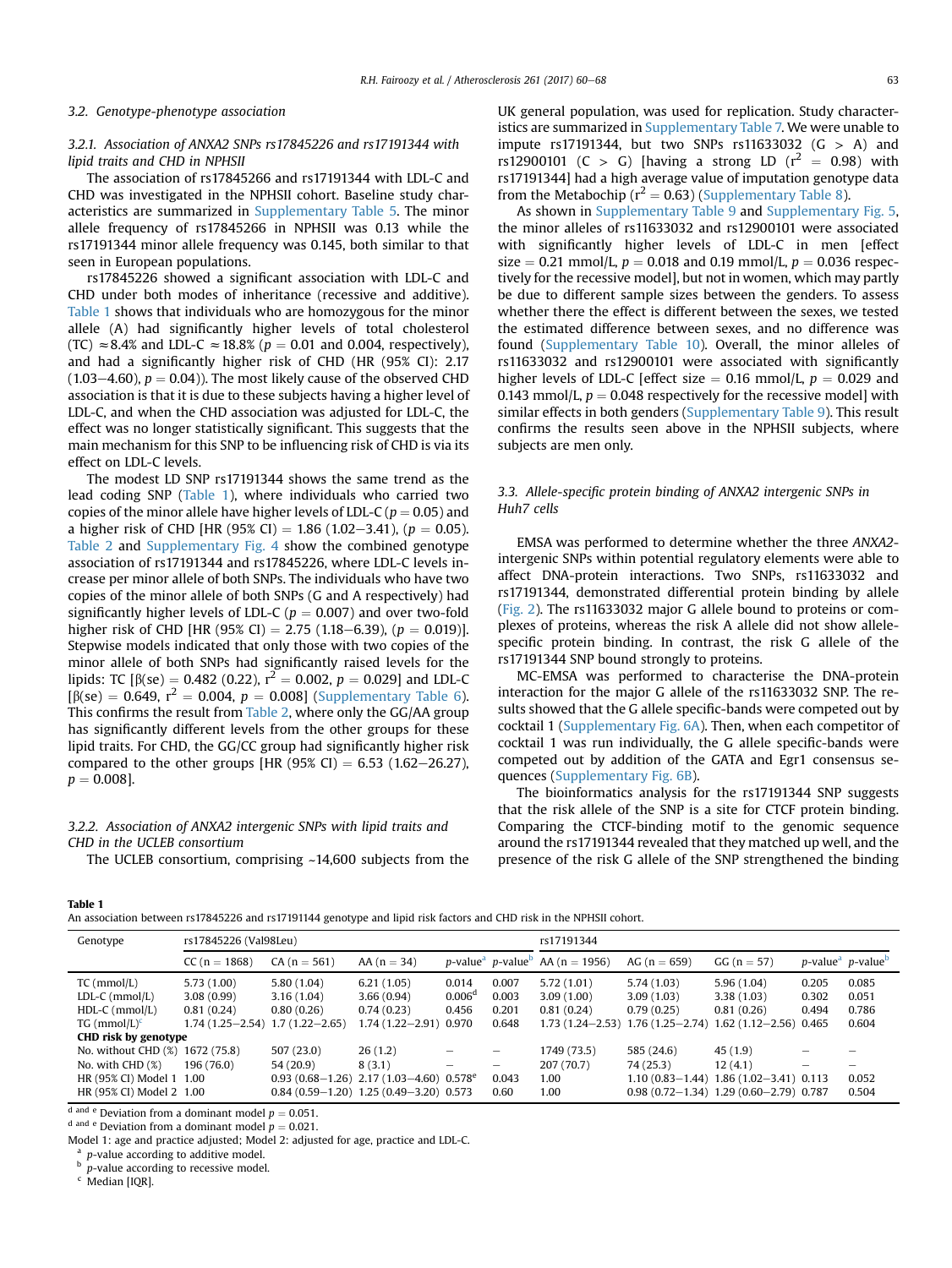### 3.2. Genotype-phenotype association

#### 3.2.1. Association of ANXA2 SNPs rs17845226 and rs17191344 with lipid traits and CHD in NPHSII

The association of rs17845266 and rs17191344 with LDL-C and CHD was investigated in the NPHSII cohort. Baseline study characteristics are summarized in Supplementary Table 5. The minor allele frequency of rs17845266 in NPHSII was 0.13 while the rs17191344 minor allele frequency was 0.145, both similar to that seen in European populations.

rs17845226 showed a significant association with LDL-C and CHD under both modes of inheritance (recessive and additive). Table 1 shows that individuals who are homozygous for the minor allele (A) had significantly higher levels of total cholesterol (TC) ≈8.4% and LDL-C ≈18.8% ($p = 0.01$ and 0.004, respectively), and had a significantly higher risk of CHD (HR (95% CI): 2.17 (1.03–4.60), $p = 0.04$)). The most likely cause of the observed CHD association is that it is due to these subjects having a higher level of LDL-C, and when the CHD association was adjusted for LDL-C, the effect was no longer statistically significant. This suggests that the main mechanism for this SNP to be influencing risk of CHD is via its effect on LDL-C levels.

The modest LD SNP rs17191344 shows the same trend as the lead coding SNP (Table 1), where individuals who carried two copies of the minor allele have higher levels of LDL-C ($p = 0.05$) and a higher risk of CHD [HR (95% CI) = 1.86 (1.02–3.41), ($p = 0.05$). Table 2 and Supplementary Fig. 4 show the combined genotype association of rs17191344 and rs17845226, where LDL-C levels increase per minor allele of both SNPs. The individuals who have two copies of the minor allele of both SNPs (G and A respectively) had significantly higher levels of LDL-C ($p = 0.007$) and over two-fold higher risk of CHD [HR (95% CI) = 2.75 (1.18–6.39), ($p = 0.019$)]. Stepwise models indicated that only those with two copies of the minor allele of both SNPs had significantly raised levels for the lipids: TC [β(se) = 0.482 (0.22), $r^2 = 0.002$, $p = 0.029$] and LDL-C [β(se) = 0.649, $r^2 = 0.004$, $p = 0.008$] (Supplementary Table 6). This confirms the result from Table 2, where only the GG/AA group has significantly different levels from the other groups for these lipid traits. For CHD, the GG/CC group had significantly higher risk compared to the other groups [HR (95% CI) = 6.53 (1.62–26.27), $p = 0.008$].

#### 3.2.2. Association of ANXA2 intergenic SNPs with lipid traits and CHD in the UCLEB consortium

The UCLEB consortium, comprising ~14,600 subjects from the UK general population, was used for replication. Study characteristics are summarized in Supplementary Table 7. We were unable to impute rs17191344, but two SNPs rs11633032 (G > A) and rs12900101 (C > G) [having a strong LD ($r^2 = 0.98$) with rs17191344] had a high average value of imputation genotype data from the Metabochip ($r^2 = 0.63$) (Supplementary Table 8).

As shown in Supplementary Table 9 and Supplementary Fig. 5, the minor alleles of rs11633032 and rs12900101 were associated with significantly higher levels of LDL-C in men [effect size = 0.21 mmol/L, $p = 0.018$ and 0.19 mmol/L, $p = 0.036$ respectively for the recessive model], but not in women, which may partly be due to different sample sizes between the genders. To assess whether there the effect is different between the sexes, we tested the estimated difference between sexes, and no difference was found (Supplementary Table 10). Overall, the minor alleles of rs11633032 and rs12900101 were associated with significantly higher levels of LDL-C [effect size = 0.16 mmol/L, $p = 0.029$ and 0.143 mmol/L, $p = 0.048$ respectively for the recessive model] with similar effects in both genders (Supplementary Table 9). This result confirms the results seen above in the NPHSII subjects, where subjects are men only.

### 3.3. Allele-specific protein binding of ANXA2 intergenic SNPs in Huh7 cells

EMSA was performed to determine whether the three *ANXA2*-intergenic SNPs within potential regulatory elements were able to affect DNA-protein interactions. Two SNPs, rs11633032 and rs17191344, demonstrated differential protein binding by allele (Fig. 2). The rs11633032 major G allele bound to proteins or complexes of proteins, whereas the risk A allele did not show allele-specific protein binding. In contrast, the risk G allele of the rs17191344 SNP bound strongly to proteins.

MC-EMSA was performed to characterise the DNA-protein interaction for the major G allele of the rs11633032 SNP. The results showed that the G allele specific-bands were competed out by cocktail 1 (Supplementary Fig. 6A). Then, when each competitor of cocktail 1 was run individually, the G allele specific-bands were competed out by addition of the GATA and Egr1 consensus sequences (Supplementary Fig. 6B).

The bioinformatics analysis for the rs17191344 SNP suggests that the risk allele of the SNP is a site for CTCF protein binding. Comparing the CTCF-binding motif to the genomic sequence around the rs17191344 revealed that they matched up well, and the presence of the risk G allele of the SNP strengthened the binding

**Table 1**
An association between rs17845226 and rs17191144 genotype and lipid risk factors and CHD risk in the NPHSII cohort.

| Genotype | rs17845226 (Val98Leu) | | | | | rs17191344 | | | | |
|---|---|---|---|---|---|---|---|---|---|---|
| | CC (n = 1868) | CA (n = 561) | AA (n = 34) | p-value[a] | p-value[b] | AA (n = 1956) | AG (n = 659) | GG (n = 57) | p-value[a] | p-value[b] |
| TC (mmol/L) | 5.73 (1.00) | 5.80 (1.04) | 6.21 (1.05) | 0.014 | 0.007 | 5.72 (1.01) | 5.74 (1.03) | 5.96 (1.04) | 0.205 | 0.085 |
| LDL-C (mmol/L) | 3.08 (0.99) | 3.16 (1.04) | 3.66 (0.94) | 0.006[d] | 0.003 | 3.09 (1.00) | 3.09 (1.03) | 3.38 (1.03) | 0.302 | 0.051 |
| HDL-C (mmol/L) | 0.81 (0.24) | 0.80 (0.26) | 0.74 (0.23) | 0.456 | 0.201 | 0.81 (0.24) | 0.79 (0.25) | 0.81 (0.26) | 0.494 | 0.786 |
| TG (mmol/L)[c] | 1.74 (1.25–2.54) | 1.7 (1.22–2.65) | 1.74 (1.22–2.91) | 0.970 | 0.648 | 1.73 (1.24–2.53) | 1.76 (1.25–2.74) | 1.62 (1.12–2.56) | 0.465 | 0.604 |
| **CHD risk by genotype** | | | | | | | | | | |
| No. without CHD (%) | 1672 (75.8) | 507 (23.0) | 26 (1.2) | – | – | 1749 (73.5) | 585 (24.6) | 45 (1.9) | – | – |
| No. with CHD (%) | 196 (76.0) | 54 (20.9) | 8 (3.1) | – | – | 207 (70.7) | 74 (25.3) | 12 (4.1) | – | – |
| HR (95% CI) Model 1 | 1.00 | 0.93 (0.68–1.26) | 2.17 (1.03–4.60) | 0.578[e] | 0.043 | 1.00 | 1.10 (0.83–1.44) | 1.86 (1.02–3.41) | 0.113 | 0.052 |
| HR (95% CI) Model 2 | 1.00 | 0.84 (0.59–1.20) | 1.25 (0.49–3.20) | 0.573 | 0.60 | 1.00 | 0.98 (0.72–1.34) | 1.29 (0.60–2.79) | 0.787 | 0.504 |

[d and e] Deviation from a dominant model $p = 0.051$.
[d and e] Deviation from a dominant model $p = 0.021$.
Model 1: age and practice adjusted; Model 2: adjusted for age, practice and LDL-C.
[a] p-value according to additive model.
[b] p-value according to recessive model.
[c] Median [IQR].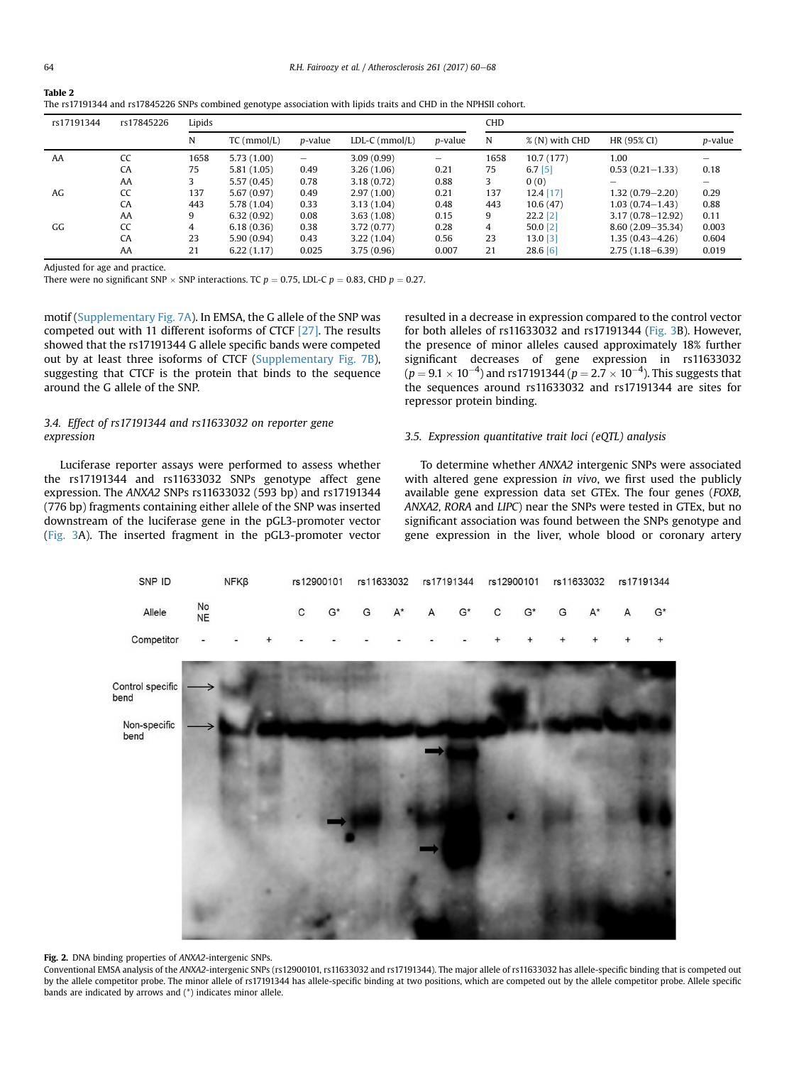**Table 2**
The rs17191344 and rs17845226 SNPs combined genotype association with lipids traits and CHD in the NPHSII cohort.

| rs17191344 | rs17845226 | Lipids | | | | | CHD | | | |
|---|---|---|---|---|---|---|---|---|---|---|
| | | N | TC (mmol/L) | p-value | LDL-C (mmol/L) | p-value | N | % (N) with CHD | HR (95% CI) | p-value |
| AA | CC | 1658 | 5.73 (1.00) | – | 3.09 (0.99) | – | 1658 | 10.7 (177) | 1.00 | – |
| | CA | 75 | 5.81 (1.05) | 0.49 | 3.26 (1.06) | 0.21 | 75 | 6.7 (5) | 0.53 (0.21–1.33) | 0.18 |
| | AA | 3 | 5.57 (0.45) | 0.78 | 3.18 (0.72) | 0.88 | 3 | 0 (0) | – | – |
| AG | CC | 137 | 5.67 (0.97) | 0.49 | 2.97 (1.00) | 0.21 | 137 | 12.4 (17) | 1.32 (0.79–2.20) | 0.29 |
| | CA | 443 | 5.78 (1.04) | 0.33 | 3.13 (1.04) | 0.48 | 443 | 10.6 (47) | 1.03 (0.74–1.43) | 0.88 |
| | AA | 9 | 6.32 (0.92) | 0.08 | 3.63 (1.08) | 0.15 | 9 | 22.2 (2) | 3.17 (0.78–12.92) | 0.11 |
| GG | CC | 4 | 6.18 (0.36) | 0.38 | 3.72 (0.77) | 0.28 | 4 | 50.0 (2) | 8.60 (2.09–35.34) | 0.003 |
| | CA | 23 | 5.90 (0.94) | 0.43 | 3.22 (1.04) | 0.56 | 23 | 13.0 (3) | 1.35 (0.43–4.26) | 0.604 |
| | AA | 21 | 6.22 (1.17) | 0.025 | 3.75 (0.96) | 0.007 | 21 | 28.6 (6) | 2.75 (1.18–6.39) | 0.019 |

Adjusted for age and practice.
There were no significant SNP × SNP interactions. TC $p = 0.75$, LDL-C $p = 0.83$, CHD $p = 0.27$.

motif (Supplementary Fig. 7A). In EMSA, the G allele of the SNP was competed out with 11 different isoforms of CTCF [27]. The results showed that the rs17191344 G allele specific bands were competed out by at least three isoforms of CTCF (Supplementary Fig. 7B), suggesting that CTCF is the protein that binds to the sequence around the G allele of the SNP.

### 3.4. Effect of rs17191344 and rs11633032 on reporter gene expression

Luciferase reporter assays were performed to assess whether the rs17191344 and rs11633032 SNPs genotype affect gene expression. The *ANXA2* SNPs rs11633032 (593 bp) and rs17191344 (776 bp) fragments containing either allele of the SNP was inserted downstream of the luciferase gene in the pGL3-promoter vector (Fig. 3A). The inserted fragment in the pGL3-promoter vector resulted in a decrease in expression compared to the control vector for both alleles of rs11633032 and rs17191344 (Fig. 3B). However, the presence of minor alleles caused approximately 18% further significant decreases of gene expression in rs11633032 ($p = 9.1 \times 10^{-4}$) and rs17191344 ($p = 2.7 \times 10^{-4}$). This suggests that the sequences around rs11633032 and rs17191344 are sites for repressor protein binding.

### 3.5. Expression quantitative trait loci (eQTL) analysis

To determine whether *ANXA2* intergenic SNPs were associated with altered gene expression *in vivo*, we first used the publicly available gene expression data set GTEx. The four genes (*FOXB*, *ANXA2*, *RORA* and *LIPC*) near the SNPs were tested in GTEx, but no significant association was found between the SNPs genotype and gene expression in the liver, whole blood or coronary artery

**Fig. 2.** DNA binding properties of *ANXA2*-intergenic SNPs.
Conventional EMSA analysis of the *ANXA2*-intergenic SNPs (rs12900101, rs11633032 and rs17191344). The major allele of rs11633032 has allele-specific binding that is competed out by the allele competitor probe. The minor allele of rs17191344 has allele-specific binding at two positions, which are competed out by the allele competitor probe. Allele specific bands are indicated by arrows and (*) indicates minor allele.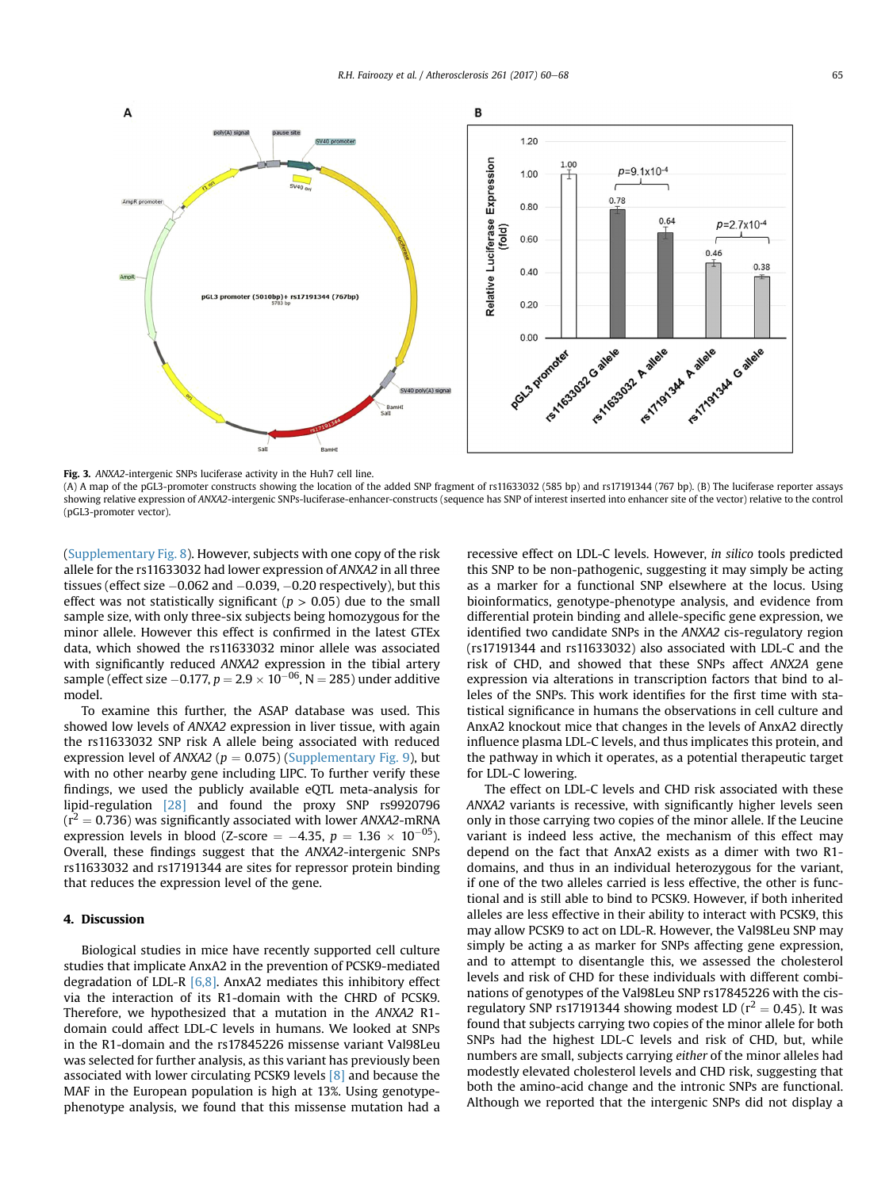Fig. 3. *ANXA2*-intergenic SNPs luciferase activity in the Huh7 cell line.
(A) A map of the pGL3-promoter constructs showing the location of the added SNP fragment of rs11633032 (585 bp) and rs17191344 (767 bp). (B) The luciferase reporter assays showing relative expression of *ANXA2*-intergenic SNPs-luciferase-enhancer-constructs (sequence has SNP of interest inserted into enhancer site of the vector) relative to the control (pGL3-promoter vector).

(Supplementary Fig. 8). However, subjects with one copy of the risk allele for the rs11633032 had lower expression of *ANXA2* in all three tissues (effect size −0.062 and −0.039, −0.20 respectively), but this effect was not statistically significant ($p > 0.05$) due to the small sample size, with only three-six subjects being homozygous for the minor allele. However this effect is confirmed in the latest GTEx data, which showed the rs11633032 minor allele was associated with significantly reduced *ANXA2* expression in the tibial artery sample (effect size −0.177, $p = 2.9 \times 10^{-06}$, N = 285) under additive model.

To examine this further, the ASAP database was used. This showed low levels of *ANXA2* expression in liver tissue, with again the rs11633032 SNP risk A allele being associated with reduced expression level of *ANXA2* ($p = 0.075$) (Supplementary Fig. 9), but with no other nearby gene including LIPC. To further verify these findings, we used the publicly available eQTL meta-analysis for lipid-regulation [28] and found the proxy SNP rs9920796 ($r^2 = 0.736$) was significantly associated with lower *ANXA2*-mRNA expression levels in blood (Z-score = −4.35, $p = 1.36 \times 10^{-05}$). Overall, these findings suggest that the *ANXA2*-intergenic SNPs rs11633032 and rs17191344 are sites for repressor protein binding that reduces the expression level of the gene.

## 4. Discussion

Biological studies in mice have recently supported cell culture studies that implicate AnxA2 in the prevention of PCSK9-mediated degradation of LDL-R [6,8]. AnxA2 mediates this inhibitory effect via the interaction of its R1-domain with the CHRD of PCSK9. Therefore, we hypothesized that a mutation in the *ANXA2* R1-domain could affect LDL-C levels in humans. We looked at SNPs in the R1-domain and the rs17845226 missense variant Val98Leu was selected for further analysis, as this variant has previously been associated with lower circulating PCSK9 levels [8] and because the MAF in the European population is high at 13%. Using genotype-phenotype analysis, we found that this missense mutation had a recessive effect on LDL-C levels. However, *in silico* tools predicted this SNP to be non-pathogenic, suggesting it may simply be acting as a marker for a functional SNP elsewhere at the locus. Using bioinformatics, genotype-phenotype analysis, and evidence from differential protein binding and allele-specific gene expression, we identified two candidate SNPs in the *ANXA2* cis-regulatory region (rs17191344 and rs11633032) also associated with LDL-C and the risk of CHD, and showed that these SNPs affect *ANX2A* gene expression via alterations in transcription factors that bind to alleles of the SNPs. This work identifies for the first time with statistical significance in humans the observations in cell culture and AnxA2 knockout mice that changes in the levels of AnxA2 directly influence plasma LDL-C levels, and thus implicates this protein, and the pathway in which it operates, as a potential therapeutic target for LDL-C lowering.

The effect on LDL-C levels and CHD risk associated with these *ANXA2* variants is recessive, with significantly higher levels seen only in those carrying two copies of the minor allele. If the Leucine variant is indeed less active, the mechanism of this effect may depend on the fact that AnxA2 exists as a dimer with two R1-domains, and thus in an individual heterozygous for the variant, if one of the two alleles carried is less effective, the other is functional and is still able to bind to PCSK9. However, if both inherited alleles are less effective in their ability to interact with PCSK9, this may allow PCSK9 to act on LDL-R. However, the Val98Leu SNP may simply be acting a as marker for SNPs affecting gene expression, and to attempt to disentangle this, we assessed the cholesterol levels and risk of CHD for these individuals with different combinations of genotypes of the Val98Leu SNP rs17845226 with the cis-regulatory SNP rs17191344 showing modest LD ($r^2 = 0.45$). It was found that subjects carrying two copies of the minor allele for both SNPs had the highest LDL-C levels and risk of CHD, but, while numbers are small, subjects carrying *either* of the minor alleles had modestly elevated cholesterol levels and CHD risk, suggesting that both the amino-acid change and the intronic SNPs are functional. Although we reported that the intergenic SNPs did not display a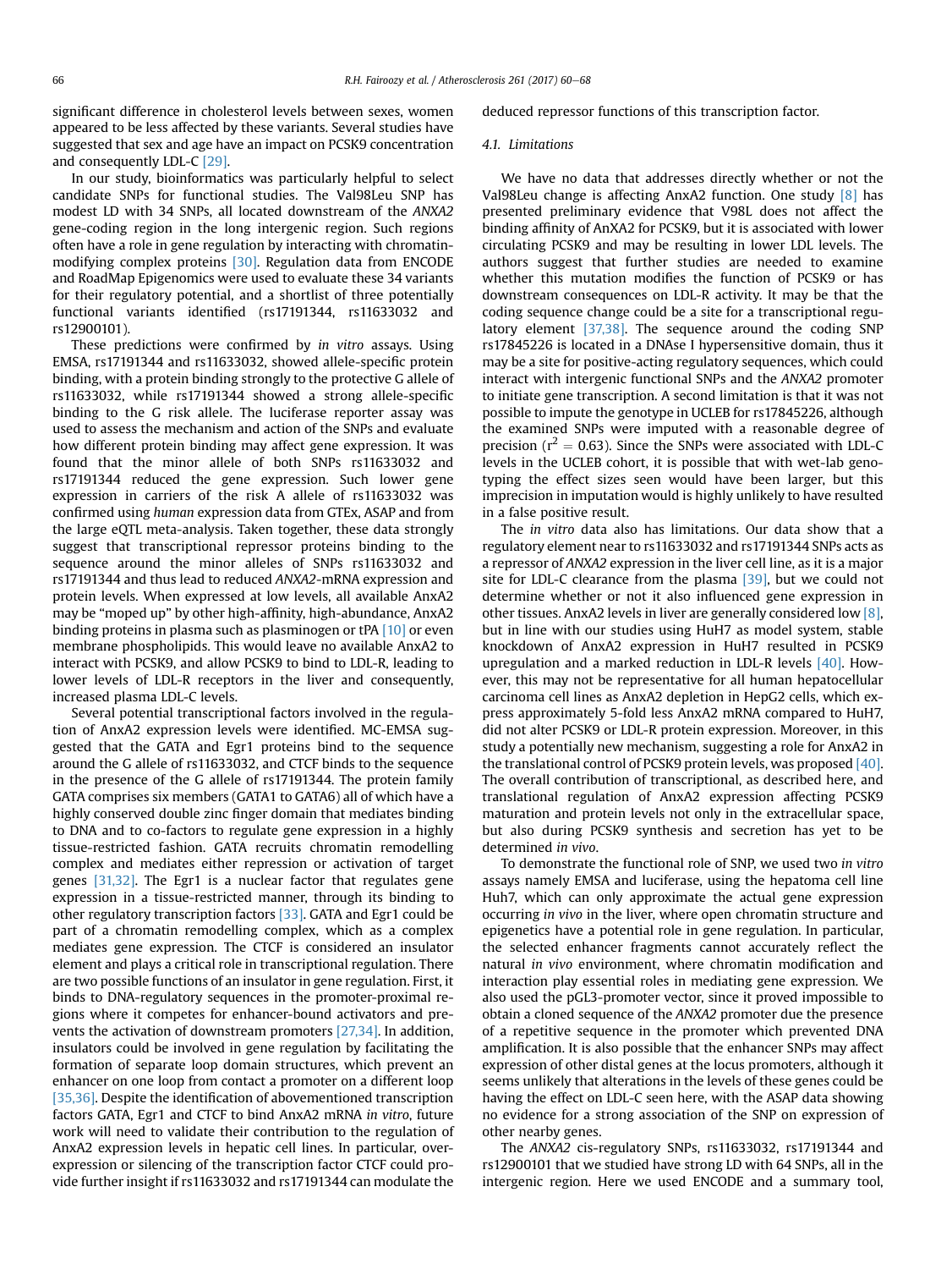significant difference in cholesterol levels between sexes, women appeared to be less affected by these variants. Several studies have suggested that sex and age have an impact on PCSK9 concentration and consequently LDL-C [29].

In our study, bioinformatics was particularly helpful to select candidate SNPs for functional studies. The Val98Leu SNP has modest LD with 34 SNPs, all located downstream of the *ANXA2* gene-coding region in the long intergenic region. Such regions often have a role in gene regulation by interacting with chromatin-modifying complex proteins [30]. Regulation data from ENCODE and RoadMap Epigenomics were used to evaluate these 34 variants for their regulatory potential, and a shortlist of three potentially functional variants identified (rs17191344, rs11633032 and rs12900101).

These predictions were confirmed by *in vitro* assays. Using EMSA, rs17191344 and rs11633032, showed allele-specific protein binding, with a protein binding strongly to the protective G allele of rs11633032, while rs17191344 showed a strong allele-specific binding to the G risk allele. The luciferase reporter assay was used to assess the mechanism and action of the SNPs and evaluate how different protein binding may affect gene expression. It was found that the minor allele of both SNPs rs11633032 and rs17191344 reduced the gene expression. Such lower gene expression in carriers of the risk A allele of rs11633032 was confirmed using *human* expression data from GTEx, ASAP and from the large eQTL meta-analysis. Taken together, these data strongly suggest that transcriptional repressor proteins binding to the sequence around the minor alleles of SNPs rs11633032 and rs17191344 and thus lead to reduced *ANXA2*-mRNA expression and protein levels. When expressed at low levels, all available AnxA2 may be "moped up" by other high-affinity, high-abundance, AnxA2 binding proteins in plasma such as plasminogen or tPA [10] or even membrane phospholipids. This would leave no available AnxA2 to interact with PCSK9, and allow PCSK9 to bind to LDL-R, leading to lower levels of LDL-R receptors in the liver and consequently, increased plasma LDL-C levels.

Several potential transcriptional factors involved in the regulation of AnxA2 expression levels were identified. MC-EMSA suggested that the GATA and Egr1 proteins bind to the sequence around the G allele of rs11633032, and CTCF binds to the sequence in the presence of the G allele of rs17191344. The protein family GATA comprises six members (GATA1 to GATA6) all of which have a highly conserved double zinc finger domain that mediates binding to DNA and to co-factors to regulate gene expression in a highly tissue-restricted fashion. GATA recruits chromatin remodelling complex and mediates either repression or activation of target genes [31,32]. The Egr1 is a nuclear factor that regulates gene expression in a tissue-restricted manner, through its binding to other regulatory transcription factors [33]. GATA and Egr1 could be part of a chromatin remodelling complex, which as a complex mediates gene expression. The CTCF is considered an insulator element and plays a critical role in transcriptional regulation. There are two possible functions of an insulator in gene regulation. First, it binds to DNA-regulatory sequences in the promoter-proximal regions where it competes for enhancer-bound activators and prevents the activation of downstream promoters [27,34]. In addition, insulators could be involved in gene regulation by facilitating the formation of separate loop domain structures, which prevent an enhancer on one loop from contact a promoter on a different loop [35,36]. Despite the identification of abovementioned transcription factors GATA, Egr1 and CTCF to bind AnxA2 mRNA *in vitro*, future work will need to validate their contribution to the regulation of AnxA2 expression levels in hepatic cell lines. In particular, over-expression or silencing of the transcription factor CTCF could provide further insight if rs11633032 and rs17191344 can modulate the deduced repressor functions of this transcription factor.

### 4.1. Limitations

We have no data that addresses directly whether or not the Val98Leu change is affecting AnxA2 function. One study [8] has presented preliminary evidence that V98L does not affect the binding affinity of AnXA2 for PCSK9, but it is associated with lower circulating PCSK9 and may be resulting in lower LDL levels. The authors suggest that further studies are needed to examine whether this mutation modifies the function of PCSK9 or has downstream consequences on LDL-R activity. It may be that the coding sequence change could be a site for a transcriptional regulatory element [37,38]. The sequence around the coding SNP rs17845226 is located in a DNAse I hypersensitive domain, thus it may be a site for positive-acting regulatory sequences, which could interact with intergenic functional SNPs and the *ANXA2* promoter to initiate gene transcription. A second limitation is that it was not possible to impute the genotype in UCLEB for rs17845226, although the examined SNPs were imputed with a reasonable degree of precision ($r^2 = 0.63$). Since the SNPs were associated with LDL-C levels in the UCLEB cohort, it is possible that with wet-lab genotyping the effect sizes seen would have been larger, but this imprecision in imputation would is highly unlikely to have resulted in a false positive result.

The *in vitro* data also has limitations. Our data show that a regulatory element near to rs11633032 and rs17191344 SNPs acts as a repressor of *ANXA2* expression in the liver cell line, as it is a major site for LDL-C clearance from the plasma [39], but we could not determine whether or not it also influenced gene expression in other tissues. AnxA2 levels in liver are generally considered low [8], but in line with our studies using HuH7 as model system, stable knockdown of AnxA2 expression in HuH7 resulted in PCSK9 upregulation and a marked reduction in LDL-R levels [40]. However, this may not be representative for all human hepatocellular carcinoma cell lines as AnxA2 depletion in HepG2 cells, which express approximately 5-fold less AnxA2 mRNA compared to HuH7, did not alter PCSK9 or LDL-R protein expression. Moreover, in this study a potentially new mechanism, suggesting a role for AnxA2 in the translational control of PCSK9 protein levels, was proposed [40]. The overall contribution of transcriptional, as described here, and translational regulation of AnxA2 expression affecting PCSK9 maturation and protein levels not only in the extracellular space, but also during PCSK9 synthesis and secretion has yet to be determined *in vivo*.

To demonstrate the functional role of SNP, we used two *in vitro* assays namely EMSA and luciferase, using the hepatoma cell line Huh7, which can only approximate the actual gene expression occurring *in vivo* in the liver, where open chromatin structure and epigenetics have a potential role in gene regulation. In particular, the selected enhancer fragments cannot accurately reflect the natural *in vivo* environment, where chromatin modification and interaction play essential roles in mediating gene expression. We also used the pGL3-promoter vector, since it proved impossible to obtain a cloned sequence of the *ANXA2* promoter due the presence of a repetitive sequence in the promoter which prevented DNA amplification. It is also possible that the enhancer SNPs may affect expression of other distal genes at the locus promoters, although it seems unlikely that alterations in the levels of these genes could be having the effect on LDL-C seen here, with the ASAP data showing no evidence for a strong association of the SNP on expression of other nearby genes.

The *ANXA2* cis-regulatory SNPs, rs11633032, rs17191344 and rs12900101 that we studied have strong LD with 64 SNPs, all in the intergenic region. Here we used ENCODE and a summary tool,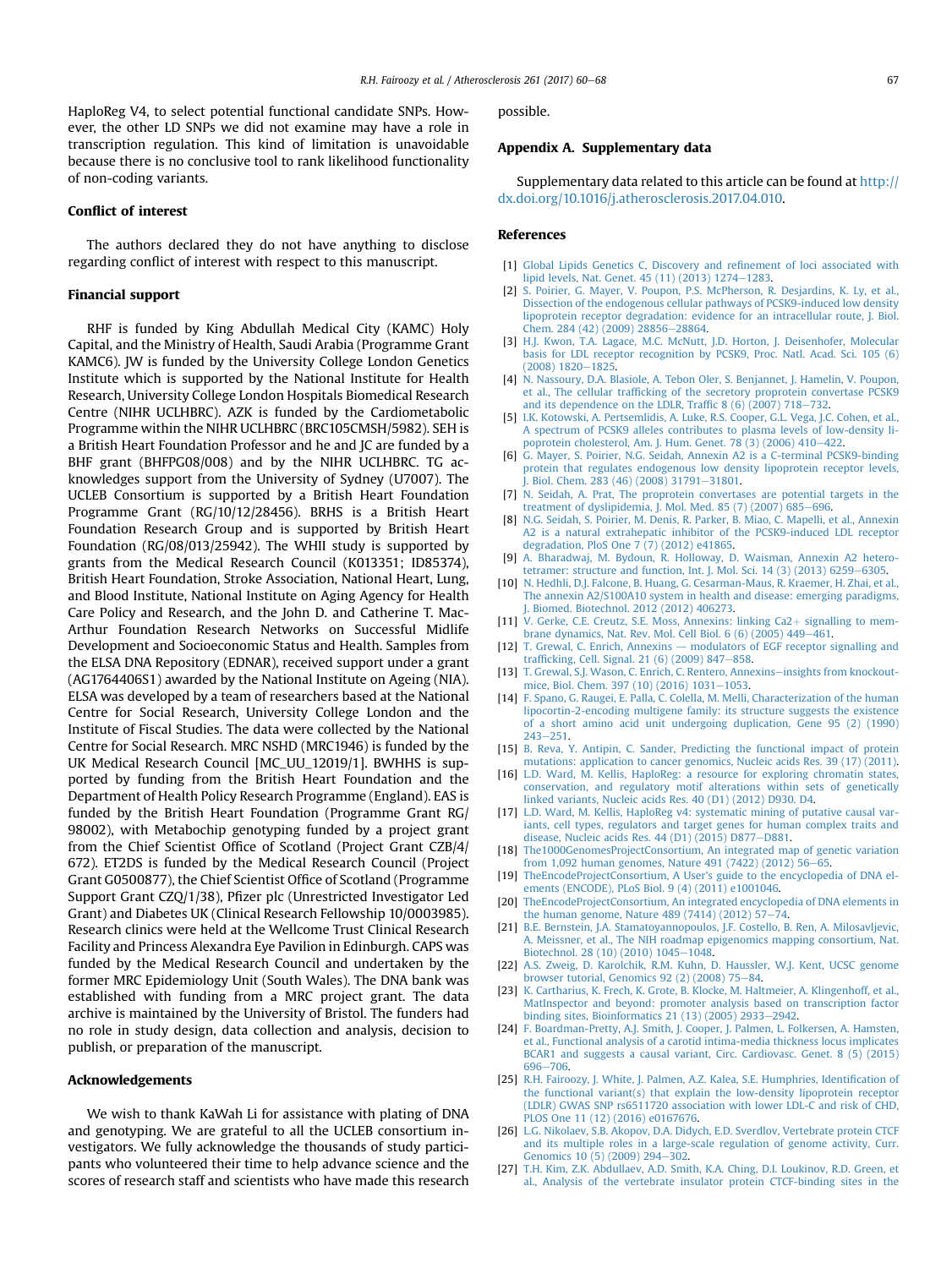HaploReg V4, to select potential functional candidate SNPs. However, the other LD SNPs we did not examine may have a role in transcription regulation. This kind of limitation is unavoidable because there is no conclusive tool to rank likelihood functionality of non-coding variants.

### Conflict of interest

The authors declared they do not have anything to disclose regarding conflict of interest with respect to this manuscript.

### Financial support

RHF is funded by King Abdullah Medical City (KAMC) Holy Capital, and the Ministry of Health, Saudi Arabia (Programme Grant KAMC6). JW is funded by the University College London Genetics Institute which is supported by the National Institute for Health Research, University College London Hospitals Biomedical Research Centre (NIHR UCLHBRC). AZK is funded by the Cardiometabolic Programme within the NIHR UCLHBRC (BRC105CMSH/5982). SEH is a British Heart Foundation Professor and he and JC are funded by a BHF grant (BHFPG08/008) and by the NIHR UCLHBRC. TG acknowledges support from the University of Sydney (U7007). The UCLEB Consortium is supported by a British Heart Foundation Programme Grant (RG/10/12/28456). BRHS is a British Heart Foundation Research Group and is supported by British Heart Foundation (RG/08/013/25942). The WHII study is supported by grants from the Medical Research Council (K013351; ID85374), British Heart Foundation, Stroke Association, National Heart, Lung, and Blood Institute, National Institute on Aging Agency for Health Care Policy and Research, and the John D. and Catherine T. MacArthur Foundation Research Networks on Successful Midlife Development and Socioeconomic Status and Health. Samples from the ELSA DNA Repository (EDNAR), received support under a grant (AG1764406S1) awarded by the National Institute on Ageing (NIA). ELSA was developed by a team of researchers based at the National Centre for Social Research, University College London and the Institute of Fiscal Studies. The data were collected by the National Centre for Social Research. MRC NSHD (MRC1946) is funded by the UK Medical Research Council [MC_UU_12019/1]. BWHHS is supported by funding from the British Heart Foundation and the Department of Health Policy Research Programme (England). EAS is funded by the British Heart Foundation (Programme Grant RG/98002), with Metabochip genotyping funded by a project grant from the Chief Scientist Office of Scotland (Project Grant CZB/4/672). ET2DS is funded by the Medical Research Council (Project Grant G0500877), the Chief Scientist Office of Scotland (Programme Support Grant CZQ/1/38), Pfizer plc (Unrestricted Investigator Led Grant) and Diabetes UK (Clinical Research Fellowship 10/0003985). Research clinics were held at the Wellcome Trust Clinical Research Facility and Princess Alexandra Eye Pavilion in Edinburgh. CAPS was funded by the Medical Research Council and undertaken by the former MRC Epidemiology Unit (South Wales). The DNA bank was established with funding from a MRC project grant. The data archive is maintained by the University of Bristol. The funders had no role in study design, data collection and analysis, decision to publish, or preparation of the manuscript.

### Acknowledgements

We wish to thank KaWah Li for assistance with plating of DNA and genotyping. We are grateful to all the UCLEB consortium investigators. We fully acknowledge the thousands of study participants who volunteered their time to help advance science and the scores of research staff and scientists who have made this research possible.

### Appendix A. Supplementary data

Supplementary data related to this article can be found at http://dx.doi.org/10.1016/j.atherosclerosis.2017.04.010.

### References

[1] Global Lipids Genetics C, Discovery and refinement of loci associated with lipid levels, Nat. Genet. 45 (11) (2013) 1274–1283.

[2] S. Poirier, G. Mayer, V. Poupon, P.S. McPherson, R. Desjardins, K. Ly, et al., Dissection of the endogenous cellular pathways of PCSK9-induced low density lipoprotein receptor degradation: evidence for an intracellular route, J. Biol. Chem. 284 (42) (2009) 28856–28864.

[3] H.J. Kwon, T.A. Lagace, M.C. McNutt, J.D. Horton, J. Deisenhofer, Molecular basis for LDL receptor recognition by PCSK9, Proc. Natl. Acad. Sci. 105 (6) (2008) 1820–1825.

[4] N. Nassoury, D.A. Blasiole, A. Tebon Oler, S. Benjannet, J. Hamelin, V. Poupon, et al., The cellular trafficking of the secretory proprotein convertase PCSK9 and its dependence on the LDLR, Traffic 8 (6) (2007) 718–732.

[5] I.K. Kotowski, A. Pertsemlidis, A. Luke, R.S. Cooper, G.L. Vega, J.C. Cohen, et al., A spectrum of PCSK9 alleles contributes to plasma levels of low-density lipoprotein cholesterol, Am. J. Hum. Genet. 78 (3) (2006) 410–422.

[6] G. Mayer, S. Poirier, N.G. Seidah, Annexin A2 is a C-terminal PCSK9-binding protein that regulates endogenous low density lipoprotein receptor levels, J. Biol. Chem. 283 (46) (2008) 31791–31801.

[7] N. Seidah, A. Prat, The proprotein convertases are potential targets in the treatment of dyslipidemia, J. Mol. Med. 85 (7) (2007) 685–696.

[8] N.G. Seidah, S. Poirier, M. Denis, R. Parker, B. Miao, C. Mapelli, et al., Annexin A2 is a natural extrahepatic inhibitor of the PCSK9-induced LDL receptor degradation, PloS One 7 (7) (2012) e41865.

[9] A. Bharadwaj, M. Bydoun, R. Holloway, D. Waisman, Annexin A2 heterotetramer: structure and function, Int. J. Mol. Sci. 14 (3) (2013) 6259–6305.

[10] N. Hedhli, D.J. Falcone, B. Huang, G. Cesarman-Maus, R. Kraemer, H. Zhai, et al., The annexin A2/S100A10 system in health and disease: emerging paradigms, J. Biomed. Biotechnol. 2012 (2012) 406273.

[11] V. Gerke, C.E. Creutz, S.E. Moss, Annexins: linking Ca2+ signalling to membrane dynamics, Nat. Rev. Mol. Cell Biol. 6 (6) (2005) 449–461.

[12] T. Grewal, C. Enrich, Annexins — modulators of EGF receptor signalling and trafficking, Cell. Signal. 21 (6) (2009) 847–858.

[13] T. Grewal, S.J. Wason, C. Enrich, C. Rentero, Annexins—insights from knockout-mice, Biol. Chem. 397 (10) (2016) 1031–1053.

[14] F. Spano, G. Raugei, E. Palla, C. Colella, M. Melli, Characterization of the human lipocortin-2-encoding multigene family: its structure suggests the existence of a short amino acid unit undergoing duplication, Gene 95 (2) (1990) 243–251.

[15] B. Reva, Y. Antipin, C. Sander, Predicting the functional impact of protein mutations: application to cancer genomics, Nucleic acids Res. 39 (17) (2011).

[16] L.D. Ward, M. Kellis, HaploReg: a resource for exploring chromatin states, conservation, and regulatory motif alterations within sets of genetically linked variants, Nucleic acids Res. 40 (D1) (2012) D930. D4.

[17] L.D. Ward, M. Kellis, HaploReg v4: systematic mining of putative causal variants, cell types, regulators and target genes for human complex traits and disease, Nucleic acids Res. 44 (D1) (2015) D877–D881.

[18] The1000GenomesProjectConsortium, An integrated map of genetic variation from 1,092 human genomes, Nature 491 (7422) (2012) 56–65.

[19] TheEncodeProjectConsortium, A User's guide to the encyclopedia of DNA elements (ENCODE), PLoS Biol. 9 (4) (2011) e1001046.

[20] TheEncodeProjectConsortium, An integrated encyclopedia of DNA elements in the human genome, Nature 489 (7414) (2012) 57–74.

[21] B.E. Bernstein, J.A. Stamatoyannopoulos, J.F. Costello, B. Ren, A. Milosavljevic, A. Meissner, et al., The NIH roadmap epigenomics mapping consortium, Nat. Biotechnol. 28 (10) (2010) 1045–1048.

[22] A.S. Zweig, D. Karolchik, R.M. Kuhn, D. Haussler, W.J. Kent, UCSC genome browser tutorial, Genomics 92 (2) (2008) 75–84.

[23] K. Cartharius, K. Frech, K. Grote, B. Klocke, M. Haltmeier, A. Klingenhoff, et al., MatInspector and beyond: promoter analysis based on transcription factor binding sites, Bioinformatics 21 (13) (2005) 2933–2942.

[24] F. Boardman-Pretty, A.J. Smith, J. Cooper, J. Palmen, L. Folkersen, A. Hamsten, et al., Functional analysis of a carotid intima-media thickness locus implicates BCAR1 and suggests a causal variant, Circ. Cardiovasc. Genet. 8 (5) (2015) 696–706.

[25] R.H. Fairoozy, J. White, J. Palmen, A.Z. Kalea, S.E. Humphries, Identification of the functional variant(s) that explain the low-density lipoprotein receptor (LDLR) GWAS SNP rs6511720 association with lower LDL-C and risk of CHD, PLOS One 11 (12) (2016) e0167676.

[26] L.G. Nikolaev, S.B. Akopov, D.A. Didych, E.D. Sverdlov, Vertebrate protein CTCF and its multiple roles in a large-scale regulation of genome activity, Curr. Genomics 10 (5) (2009) 294–302.

[27] T.H. Kim, Z.K. Abdullaev, A.D. Smith, K.A. Ching, D.I. Loukinov, R.D. Green, et al., Analysis of the vertebrate insulator protein CTCF-binding sites in the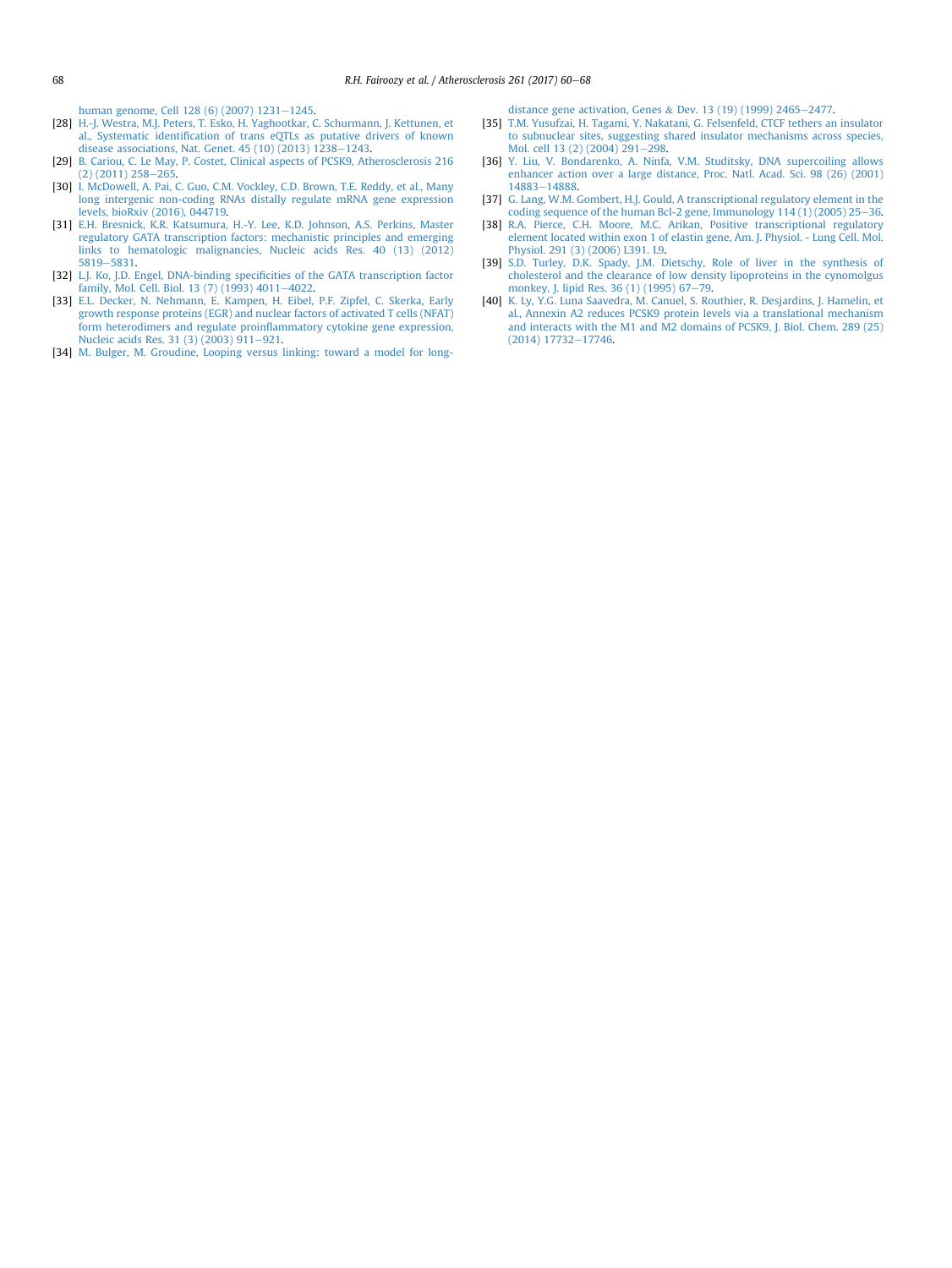human genome, Cell 128 (6) (2007) 1231–1245.

[28] H.-J. Westra, M.J. Peters, T. Esko, H. Yaghootkar, C. Schurmann, J. Kettunen, et al., Systematic identification of trans eQTLs as putative drivers of known disease associations, Nat. Genet. 45 (10) (2013) 1238–1243.

[29] B. Cariou, C. Le May, P. Costet, Clinical aspects of PCSK9, Atherosclerosis 216 (2) (2011) 258–265.

[30] I. McDowell, A. Pai, C. Guo, C.M. Vockley, C.D. Brown, T.E. Reddy, et al., Many long intergenic non-coding RNAs distally regulate mRNA gene expression levels, bioRxiv (2016), 044719.

[31] E.H. Bresnick, K.R. Katsumura, H.-Y. Lee, K.D. Johnson, A.S. Perkins, Master regulatory GATA transcription factors: mechanistic principles and emerging links to hematologic malignancies, Nucleic acids Res. 40 (13) (2012) 5819–5831.

[32] L.J. Ko, J.D. Engel, DNA-binding specificities of the GATA transcription factor family, Mol. Cell. Biol. 13 (7) (1993) 4011–4022.

[33] E.L. Decker, N. Nehmann, E. Kampen, H. Eibel, P.F. Zipfel, C. Skerka, Early growth response proteins (EGR) and nuclear factors of activated T cells (NFAT) form heterodimers and regulate proinflammatory cytokine gene expression, Nucleic acids Res. 31 (3) (2003) 911–921.

[34] M. Bulger, M. Groudine, Looping versus linking: toward a model for long-distance gene activation, Genes & Dev. 13 (19) (1999) 2465–2477.

[35] T.M. Yusufzai, H. Tagami, Y. Nakatani, G. Felsenfeld, CTCF tethers an insulator to subnuclear sites, suggesting shared insulator mechanisms across species, Mol. cell 13 (2) (2004) 291–298.

[36] Y. Liu, V. Bondarenko, A. Ninfa, V.M. Studitsky, DNA supercoiling allows enhancer action over a large distance, Proc. Natl. Acad. Sci. 98 (26) (2001) 14883–14888.

[37] G. Lang, W.M. Gombert, H.J. Gould, A transcriptional regulatory element in the coding sequence of the human Bcl-2 gene, Immunology 114 (1) (2005) 25–36.

[38] R.A. Pierce, C.H. Moore, M.C. Arikan, Positive transcriptional regulatory element located within exon 1 of elastin gene, Am. J. Physiol. - Lung Cell. Mol. Physiol. 291 (3) (2006) L391. L9.

[39] S.D. Turley, D.K. Spady, J.M. Dietschy, Role of liver in the synthesis of cholesterol and the clearance of low density lipoproteins in the cynomolgus monkey, J. lipid Res. 36 (1) (1995) 67–79.

[40] K. Ly, Y.G. Luna Saavedra, M. Canuel, S. Routhier, R. Desjardins, J. Hamelin, et al., Annexin A2 reduces PCSK9 protein levels via a translational mechanism and interacts with the M1 and M2 domains of PCSK9, J. Biol. Chem. 289 (25) (2014) 17732–17746.